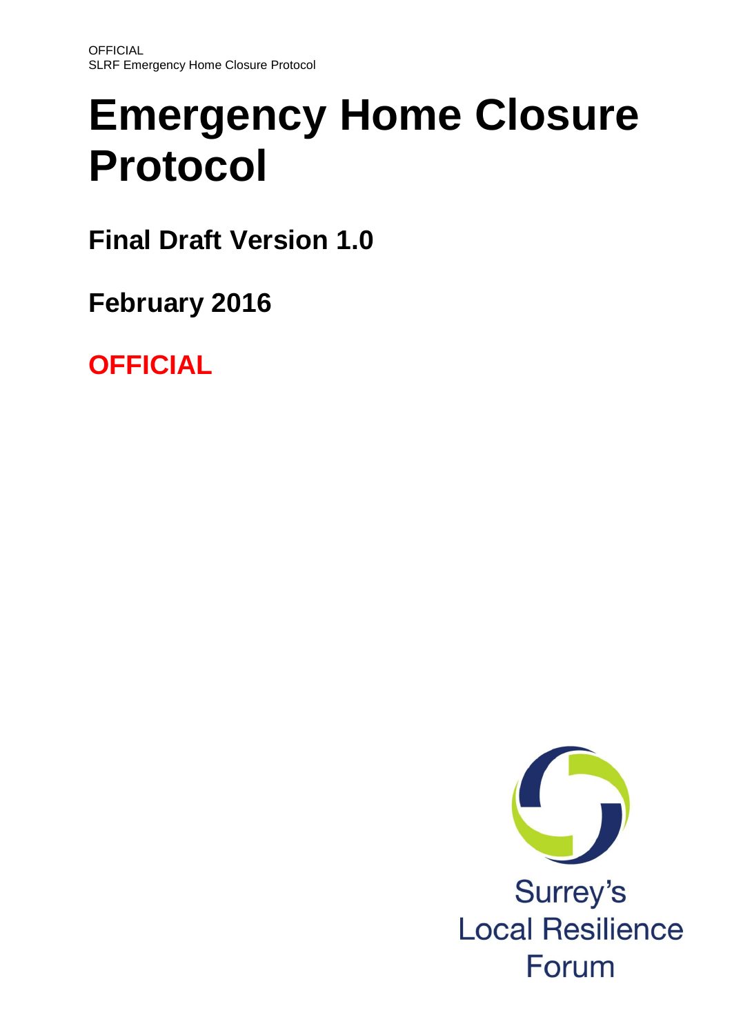# Emergency Home Closure Protocol

**Final Draft Version 1.0**

**February 2016**

**OFFICIAL**

Surrey's Local Resilience Forum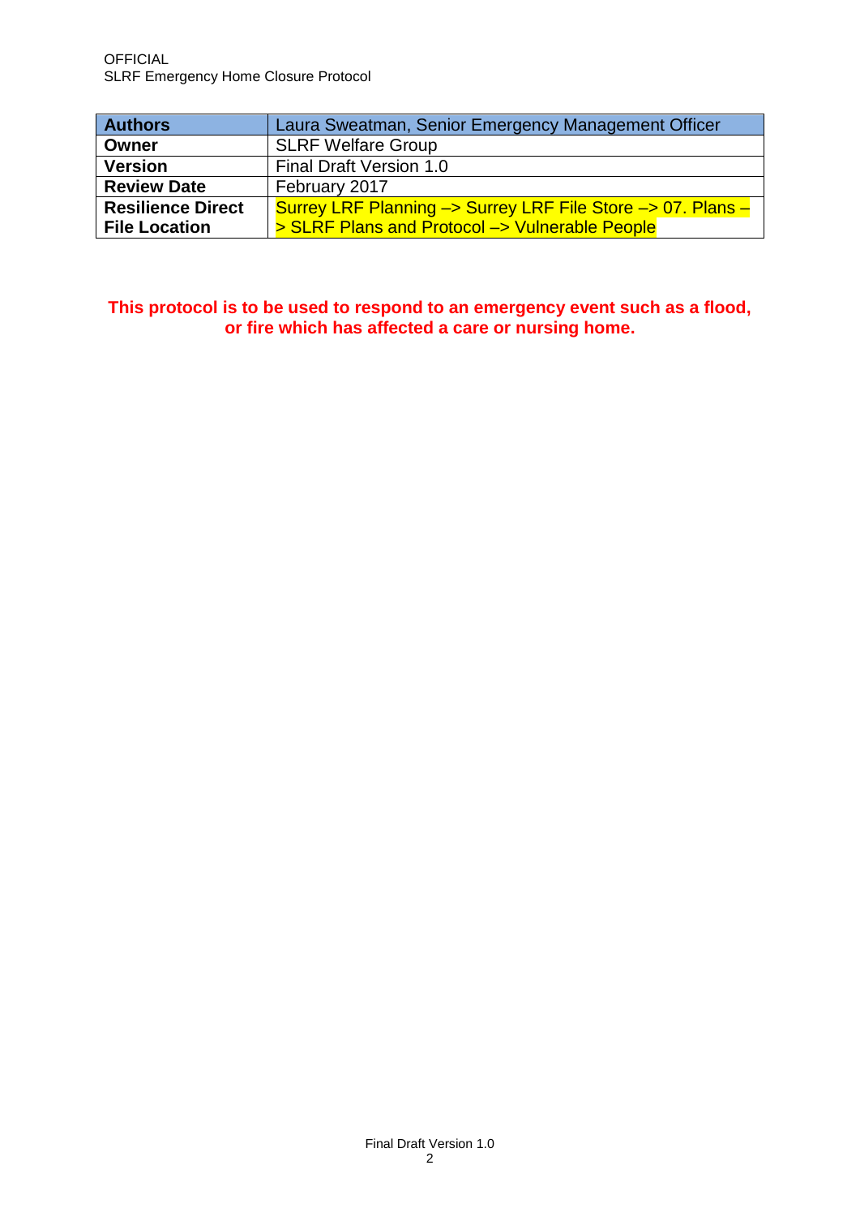| Authors | Laura Sweatman, Senior Emergency Management Officer |
| --- | --- |
| **Owner** | SLRF Welfare Group |
| **Version** | Final Draft Version 1.0 |
| **Review Date** | February 2017 |
| **Resilience Direct File Location** | Surrey LRF Planning –> Surrey LRF File Store –> 07. Plans –> SLRF Plans and Protocol –> Vulnerable People |

**This protocol is to be used to respond to an emergency event such as a flood, or fire which has affected a care or nursing home.**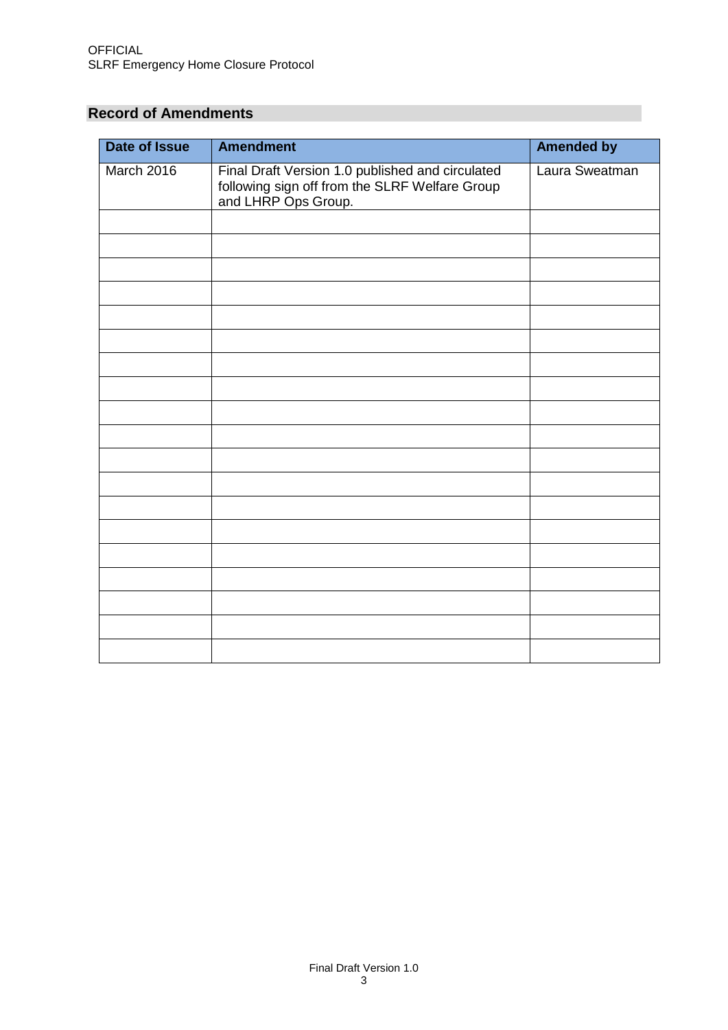## Record of Amendments

| Date of Issue | Amendment | Amended by |
|---|---|---|
| March 2016 | Final Draft Version 1.0 published and circulated following sign off from the SLRF Welfare Group and LHRP Ops Group. | Laura Sweatman |
| | | |
| | | |
| | | |
| | | |
| | | |
| | | |
| | | |
| | | |
| | | |
| | | |
| | | |
| | | |
| | | |
| | | |
| | | |
| | | |
| | | |
| | | |
| | | |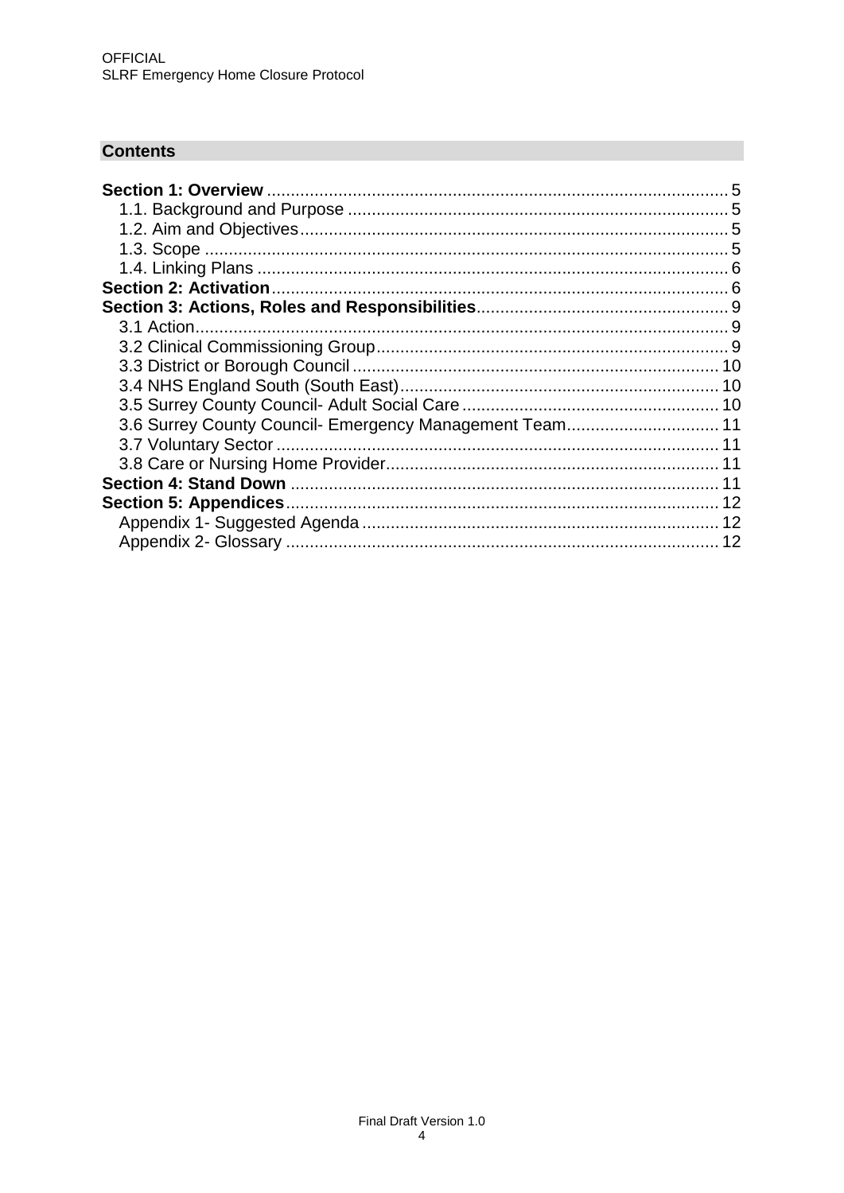## Contents

**Section 1: Overview** ........................................................................................ 5
- 1.1. Background and Purpose ........................................................................ 5
- 1.2. Aim and Objectives ................................................................................ 5
- 1.3. Scope ...................................................................................................... 5
- 1.4. Linking Plans .......................................................................................... 6

**Section 2: Activation** ...................................................................................... 6

**Section 3: Actions, Roles and Responsibilities** ............................................ 9
- 3.1 Action ...................................................................................................... 9
- 3.2 Clinical Commissioning Group ................................................................ 9
- 3.3 District or Borough Council ................................................................... 10
- 3.4 NHS England South (South East) .......................................................... 10
- 3.5 Surrey County Council- Adult Social Care ............................................. 10
- 3.6 Surrey County Council- Emergency Management Team ....................... 11
- 3.7 Voluntary Sector .................................................................................... 11
- 3.8 Care or Nursing Home Provider ............................................................. 11

**Section 4: Stand Down** ................................................................................. 11

**Section 5: Appendices** .................................................................................. 12
- Appendix 1- Suggested Agenda ................................................................. 12
- Appendix 2- Glossary ................................................................................. 12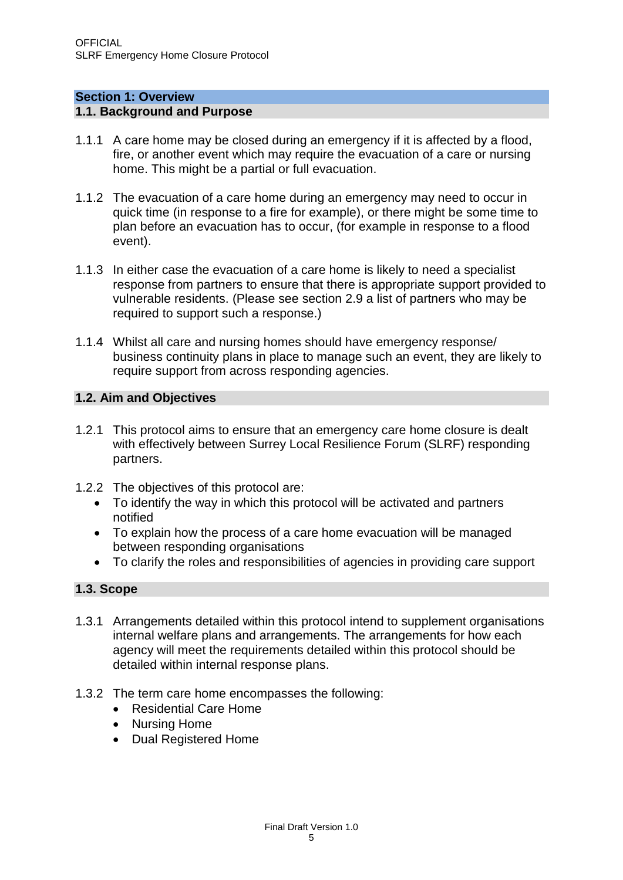## Section 1: Overview

### 1.1. Background and Purpose

1.1.1 A care home may be closed during an emergency if it is affected by a flood, fire, or another event which may require the evacuation of a care or nursing home. This might be a partial or full evacuation.

1.1.2 The evacuation of a care home during an emergency may need to occur in quick time (in response to a fire for example), or there might be some time to plan before an evacuation has to occur, (for example in response to a flood event).

1.1.3 In either case the evacuation of a care home is likely to need a specialist response from partners to ensure that there is appropriate support provided to vulnerable residents. (Please see section 2.9 a list of partners who may be required to support such a response.)

1.1.4 Whilst all care and nursing homes should have emergency response/ business continuity plans in place to manage such an event, they are likely to require support from across responding agencies.

### 1.2. Aim and Objectives

1.2.1 This protocol aims to ensure that an emergency care home closure is dealt with effectively between Surrey Local Resilience Forum (SLRF) responding partners.

1.2.2 The objectives of this protocol are:

- To identify the way in which this protocol will be activated and partners notified
- To explain how the process of a care home evacuation will be managed between responding organisations
- To clarify the roles and responsibilities of agencies in providing care support

### 1.3. Scope

1.3.1 Arrangements detailed within this protocol intend to supplement organisations internal welfare plans and arrangements. The arrangements for how each agency will meet the requirements detailed within this protocol should be detailed within internal response plans.

1.3.2 The term care home encompasses the following:

- Residential Care Home
- Nursing Home
- Dual Registered Home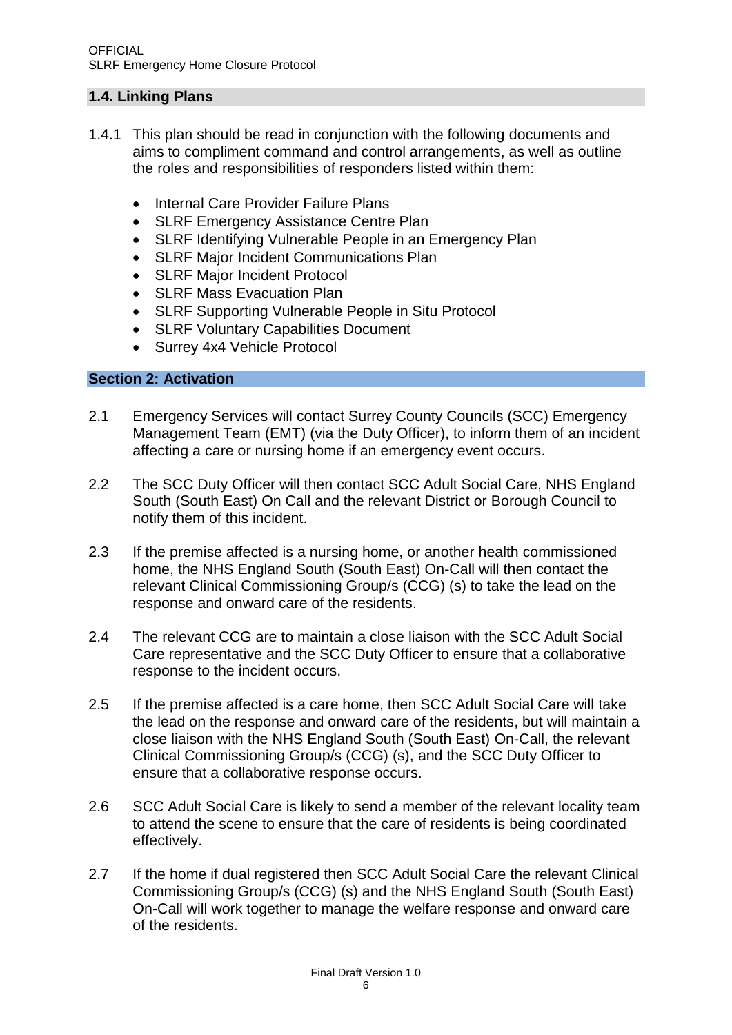## 1.4. Linking Plans

1.4.1 This plan should be read in conjunction with the following documents and aims to compliment command and control arrangements, as well as outline the roles and responsibilities of responders listed within them:

- Internal Care Provider Failure Plans
- SLRF Emergency Assistance Centre Plan
- SLRF Identifying Vulnerable People in an Emergency Plan
- SLRF Major Incident Communications Plan
- SLRF Major Incident Protocol
- SLRF Mass Evacuation Plan
- SLRF Supporting Vulnerable People in Situ Protocol
- SLRF Voluntary Capabilities Document
- Surrey 4x4 Vehicle Protocol

## Section 2: Activation

2.1 Emergency Services will contact Surrey County Councils (SCC) Emergency Management Team (EMT) (via the Duty Officer), to inform them of an incident affecting a care or nursing home if an emergency event occurs.

2.2 The SCC Duty Officer will then contact SCC Adult Social Care, NHS England South (South East) On Call and the relevant District or Borough Council to notify them of this incident.

2.3 If the premise affected is a nursing home, or another health commissioned home, the NHS England South (South East) On-Call will then contact the relevant Clinical Commissioning Group/s (CCG) (s) to take the lead on the response and onward care of the residents.

2.4 The relevant CCG are to maintain a close liaison with the SCC Adult Social Care representative and the SCC Duty Officer to ensure that a collaborative response to the incident occurs.

2.5 If the premise affected is a care home, then SCC Adult Social Care will take the lead on the response and onward care of the residents, but will maintain a close liaison with the NHS England South (South East) On-Call, the relevant Clinical Commissioning Group/s (CCG) (s), and the SCC Duty Officer to ensure that a collaborative response occurs.

2.6 SCC Adult Social Care is likely to send a member of the relevant locality team to attend the scene to ensure that the care of residents is being coordinated effectively.

2.7 If the home if dual registered then SCC Adult Social Care the relevant Clinical Commissioning Group/s (CCG) (s) and the NHS England South (South East) On-Call will work together to manage the welfare response and onward care of the residents.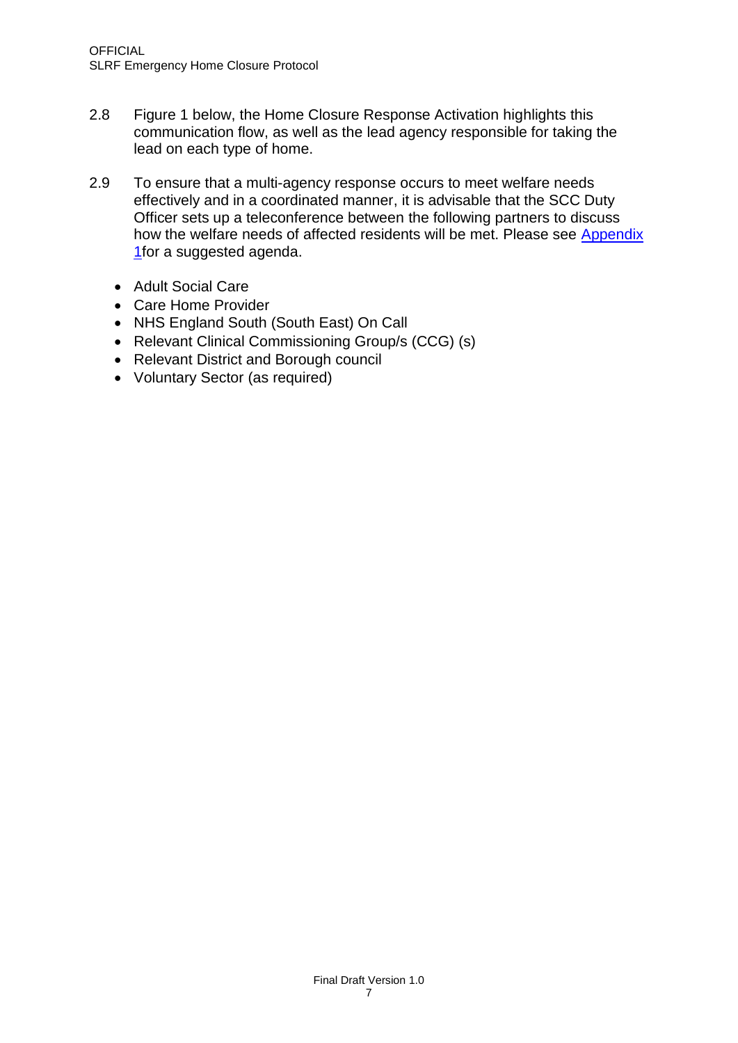2.8 Figure 1 below, the Home Closure Response Activation highlights this communication flow, as well as the lead agency responsible for taking the lead on each type of home.

2.9 To ensure that a multi-agency response occurs to meet welfare needs effectively and in a coordinated manner, it is advisable that the SCC Duty Officer sets up a teleconference between the following partners to discuss how the welfare needs of affected residents will be met. Please see Appendix 1for a suggested agenda.

- Adult Social Care
- Care Home Provider
- NHS England South (South East) On Call
- Relevant Clinical Commissioning Group/s (CCG) (s)
- Relevant District and Borough council
- Voluntary Sector (as required)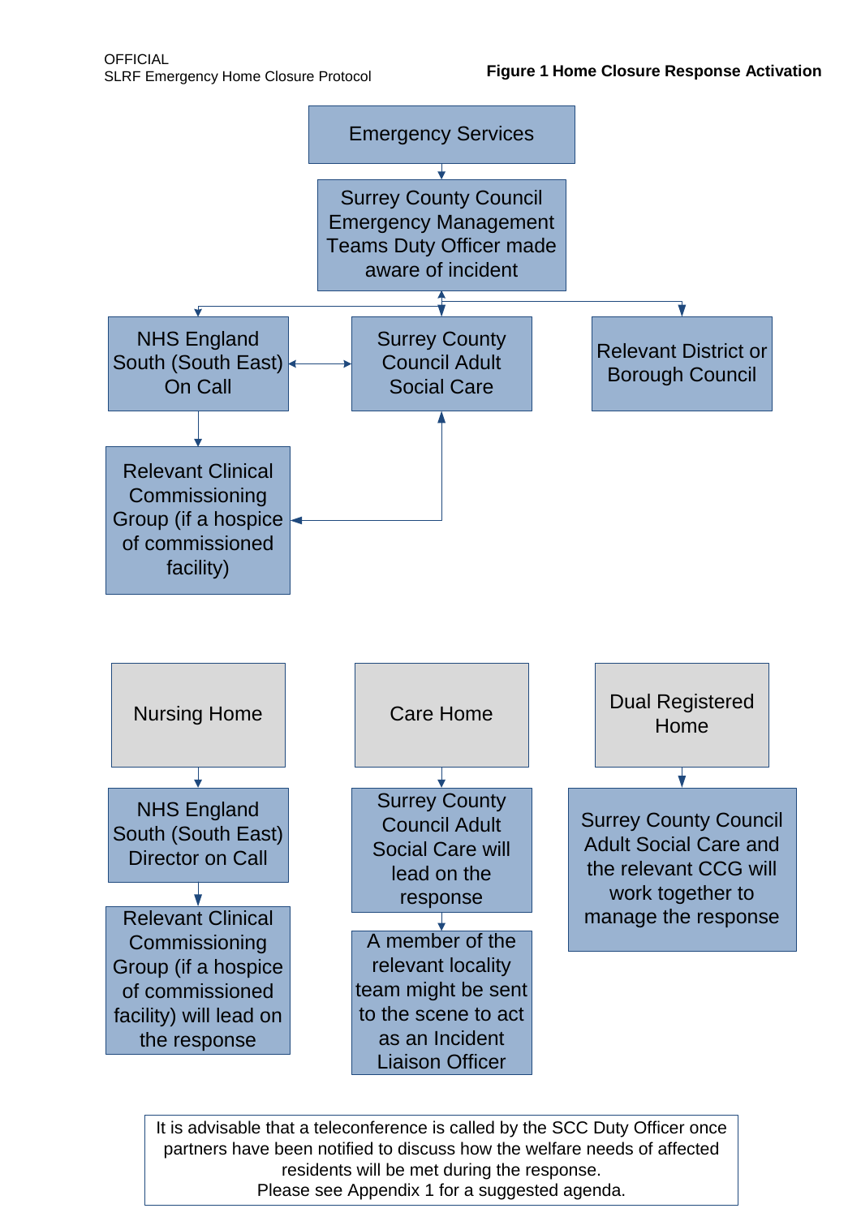**Figure 1 Home Closure Response Activation**

Emergency Services

↓

Surrey County Council Emergency Management Teams Duty Officer made aware of incident

↓

- NHS England South (South East) On Call
- Surrey County Council Adult Social Care
- Relevant District or Borough Council

NHS England South (South East) On Call ↔ Surrey County Council Adult Social Care

NHS England South (South East) On Call → Relevant Clinical Commissioning Group (if a hospice of commissioned facility)

Surrey County Council Adult Social Care ↔ Relevant Clinical Commissioning Group (if a hospice of commissioned facility)

---

Nursing Home → NHS England South (South East) Director on Call → Relevant Clinical Commissioning Group (if a hospice of commissioned facility) will lead on the response

Care Home → Surrey County Council Adult Social Care will lead on the response → A member of the relevant locality team might be sent to the scene to act as an Incident Liaison Officer

Dual Registered Home → Surrey County Council Adult Social Care and the relevant CCG will work together to manage the response

---

It is advisable that a teleconference is called by the SCC Duty Officer once partners have been notified to discuss how the welfare needs of affected residents will be met during the response.
Please see Appendix 1 for a suggested agenda.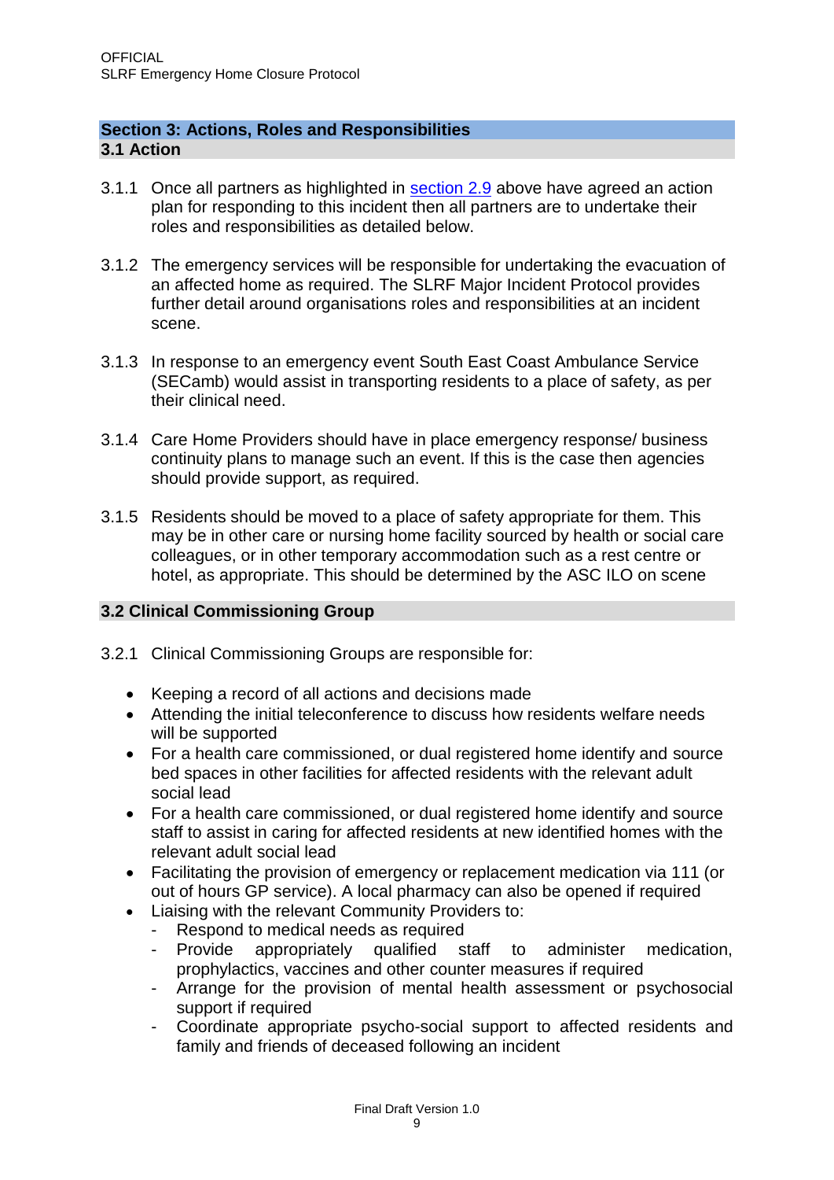## Section 3: Actions, Roles and Responsibilities

### 3.1 Action

3.1.1 Once all partners as highlighted in section 2.9 above have agreed an action plan for responding to this incident then all partners are to undertake their roles and responsibilities as detailed below.

3.1.2 The emergency services will be responsible for undertaking the evacuation of an affected home as required. The SLRF Major Incident Protocol provides further detail around organisations roles and responsibilities at an incident scene.

3.1.3 In response to an emergency event South East Coast Ambulance Service (SECamb) would assist in transporting residents to a place of safety, as per their clinical need.

3.1.4 Care Home Providers should have in place emergency response/ business continuity plans to manage such an event. If this is the case then agencies should provide support, as required.

3.1.5 Residents should be moved to a place of safety appropriate for them. This may be in other care or nursing home facility sourced by health or social care colleagues, or in other temporary accommodation such as a rest centre or hotel, as appropriate. This should be determined by the ASC ILO on scene

### 3.2 Clinical Commissioning Group

3.2.1 Clinical Commissioning Groups are responsible for:

- Keeping a record of all actions and decisions made
- Attending the initial teleconference to discuss how residents welfare needs will be supported
- For a health care commissioned, or dual registered home identify and source bed spaces in other facilities for affected residents with the relevant adult social lead
- For a health care commissioned, or dual registered home identify and source staff to assist in caring for affected residents at new identified homes with the relevant adult social lead
- Facilitating the provision of emergency or replacement medication via 111 (or out of hours GP service). A local pharmacy can also be opened if required
- Liaising with the relevant Community Providers to:
  - Respond to medical needs as required
  - Provide appropriately qualified staff to administer medication, prophylactics, vaccines and other counter measures if required
  - Arrange for the provision of mental health assessment or psychosocial support if required
  - Coordinate appropriate psycho-social support to affected residents and family and friends of deceased following an incident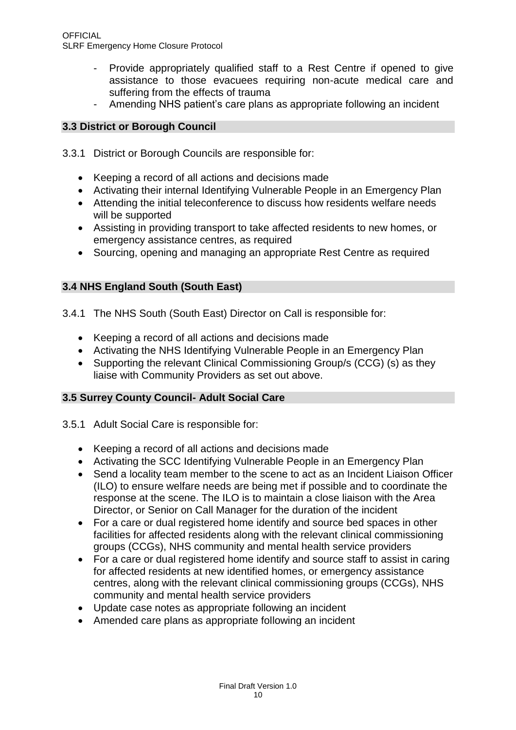- Provide appropriately qualified staff to a Rest Centre if opened to give assistance to those evacuees requiring non-acute medical care and suffering from the effects of trauma
- Amending NHS patient's care plans as appropriate following an incident

### 3.3 District or Borough Council

3.3.1 District or Borough Councils are responsible for:

- Keeping a record of all actions and decisions made
- Activating their internal Identifying Vulnerable People in an Emergency Plan
- Attending the initial teleconference to discuss how residents welfare needs will be supported
- Assisting in providing transport to take affected residents to new homes, or emergency assistance centres, as required
- Sourcing, opening and managing an appropriate Rest Centre as required

### 3.4 NHS England South (South East)

3.4.1 The NHS South (South East) Director on Call is responsible for:

- Keeping a record of all actions and decisions made
- Activating the NHS Identifying Vulnerable People in an Emergency Plan
- Supporting the relevant Clinical Commissioning Group/s (CCG) (s) as they liaise with Community Providers as set out above.

### 3.5 Surrey County Council- Adult Social Care

3.5.1 Adult Social Care is responsible for:

- Keeping a record of all actions and decisions made
- Activating the SCC Identifying Vulnerable People in an Emergency Plan
- Send a locality team member to the scene to act as an Incident Liaison Officer (ILO) to ensure welfare needs are being met if possible and to coordinate the response at the scene. The ILO is to maintain a close liaison with the Area Director, or Senior on Call Manager for the duration of the incident
- For a care or dual registered home identify and source bed spaces in other facilities for affected residents along with the relevant clinical commissioning groups (CCGs), NHS community and mental health service providers
- For a care or dual registered home identify and source staff to assist in caring for affected residents at new identified homes, or emergency assistance centres, along with the relevant clinical commissioning groups (CCGs), NHS community and mental health service providers
- Update case notes as appropriate following an incident
- Amended care plans as appropriate following an incident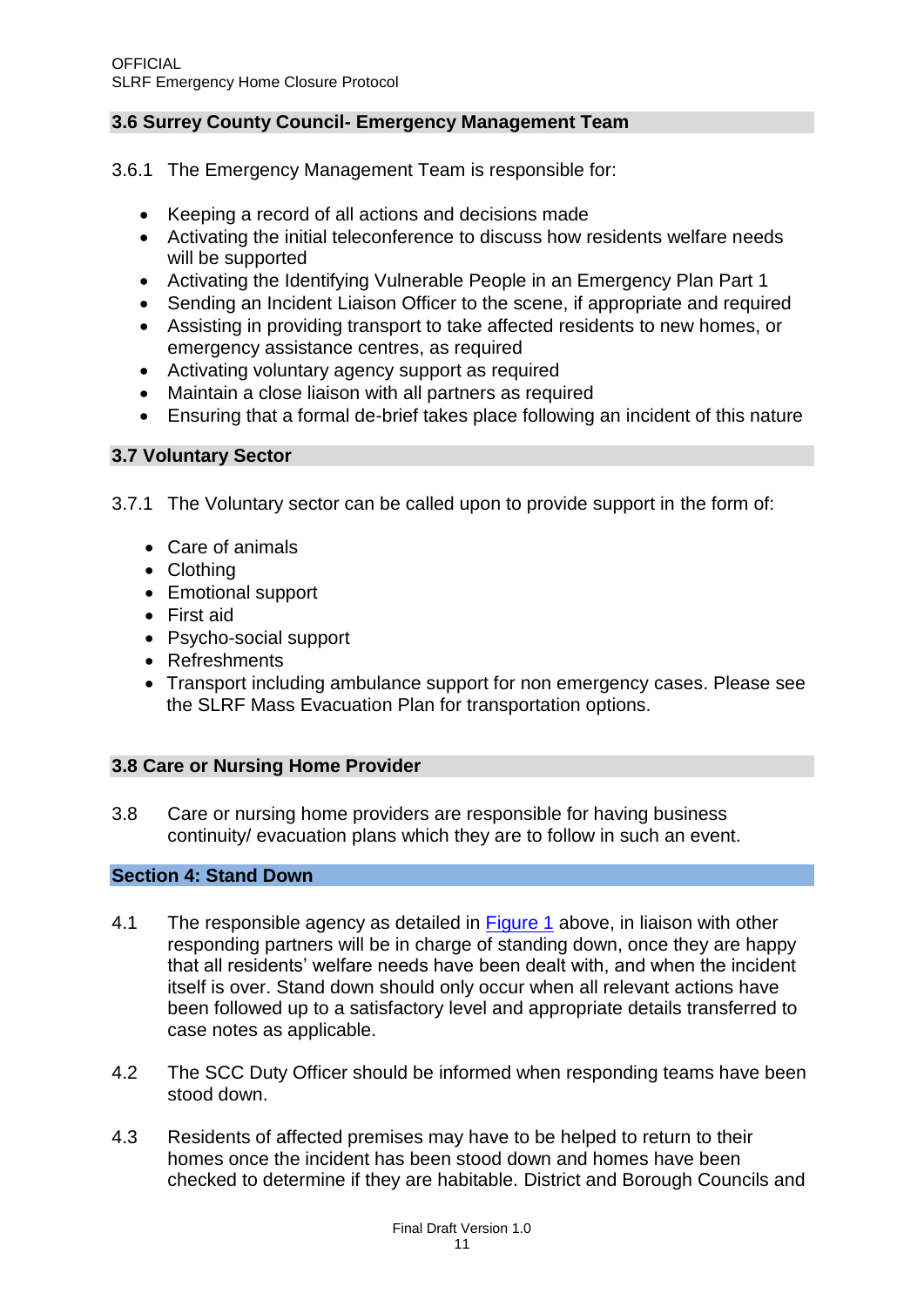### 3.6 Surrey County Council- Emergency Management Team

3.6.1 The Emergency Management Team is responsible for:

- Keeping a record of all actions and decisions made
- Activating the initial teleconference to discuss how residents welfare needs will be supported
- Activating the Identifying Vulnerable People in an Emergency Plan Part 1
- Sending an Incident Liaison Officer to the scene, if appropriate and required
- Assisting in providing transport to take affected residents to new homes, or emergency assistance centres, as required
- Activating voluntary agency support as required
- Maintain a close liaison with all partners as required
- Ensuring that a formal de-brief takes place following an incident of this nature

### 3.7 Voluntary Sector

3.7.1 The Voluntary sector can be called upon to provide support in the form of:

- Care of animals
- Clothing
- Emotional support
- First aid
- Psycho-social support
- Refreshments
- Transport including ambulance support for non emergency cases. Please see the SLRF Mass Evacuation Plan for transportation options.

### 3.8 Care or Nursing Home Provider

3.8 Care or nursing home providers are responsible for having business continuity/ evacuation plans which they are to follow in such an event.

## Section 4: Stand Down

4.1 The responsible agency as detailed in Figure 1 above, in liaison with other responding partners will be in charge of standing down, once they are happy that all residents' welfare needs have been dealt with, and when the incident itself is over. Stand down should only occur when all relevant actions have been followed up to a satisfactory level and appropriate details transferred to case notes as applicable.

4.2 The SCC Duty Officer should be informed when responding teams have been stood down.

4.3 Residents of affected premises may have to be helped to return to their homes once the incident has been stood down and homes have been checked to determine if they are habitable. District and Borough Councils and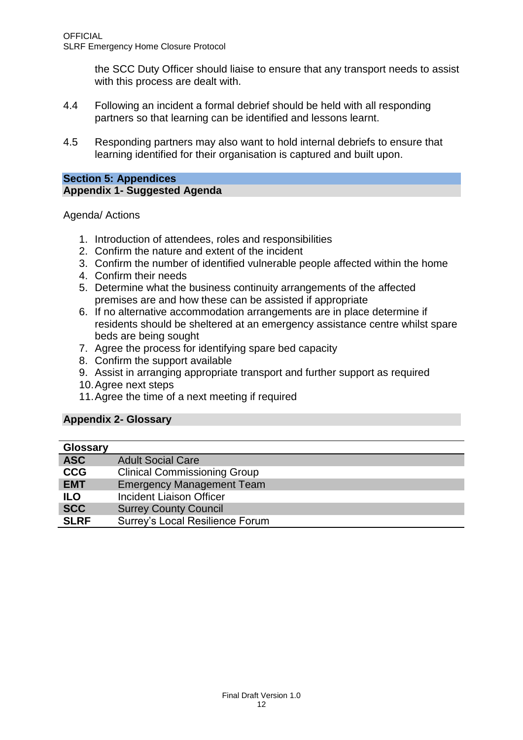the SCC Duty Officer should liaise to ensure that any transport needs to assist with this process are dealt with.

4.4 Following an incident a formal debrief should be held with all responding partners so that learning can be identified and lessons learnt.

4.5 Responding partners may also want to hold internal debriefs to ensure that learning identified for their organisation is captured and built upon.

## Section 5: Appendices

### Appendix 1- Suggested Agenda

Agenda/ Actions

1. Introduction of attendees, roles and responsibilities
2. Confirm the nature and extent of the incident
3. Confirm the number of identified vulnerable people affected within the home
4. Confirm their needs
5. Determine what the business continuity arrangements of the affected premises are and how these can be assisted if appropriate
6. If no alternative accommodation arrangements are in place determine if residents should be sheltered at an emergency assistance centre whilst spare beds are being sought
7. Agree the process for identifying spare bed capacity
8. Confirm the support available
9. Assist in arranging appropriate transport and further support as required
10. Agree next steps
11. Agree the time of a next meeting if required

### Appendix 2- Glossary

| Glossary | |
|---|---|
| **ASC** | Adult Social Care |
| **CCG** | Clinical Commissioning Group |
| **EMT** | Emergency Management Team |
| **ILO** | Incident Liaison Officer |
| **SCC** | Surrey County Council |
| **SLRF** | Surrey's Local Resilience Forum |